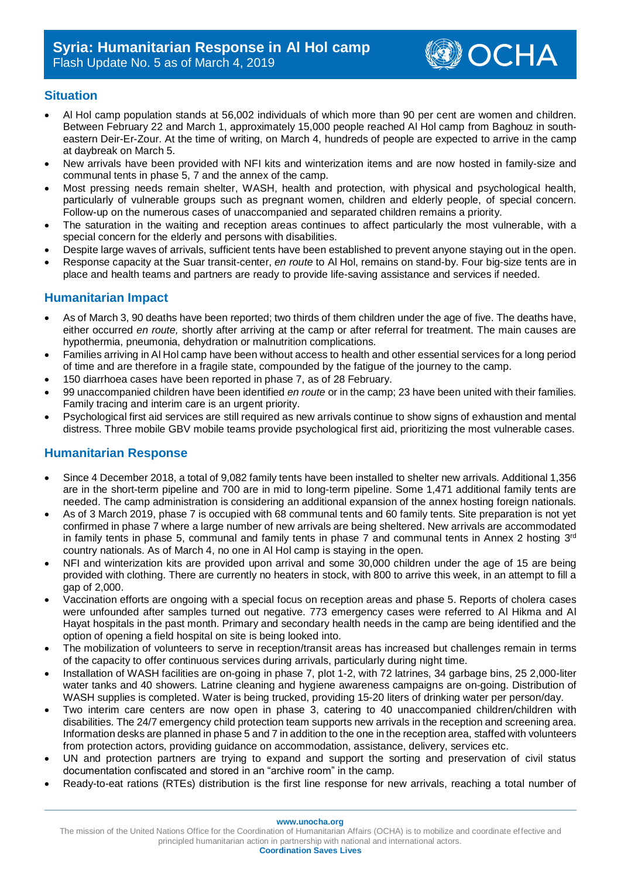# Syria: Humanitarian Response in Al Hol camp

Flash Update No. 5 as of March 4, 2019

## Situation

- Al Hol camp population stands at 56,002 individuals of which more than 90 per cent are women and children. Between February 22 and March 1, approximately 15,000 people reached Al Hol camp from Baghouz in south-eastern Deir-Er-Zour. At the time of writing, on March 4, hundreds of people are expected to arrive in the camp at daybreak on March 5.
- New arrivals have been provided with NFI kits and winterization items and are now hosted in family-size and communal tents in phase 5, 7 and the annex of the camp.
- Most pressing needs remain shelter, WASH, health and protection, with physical and psychological health, particularly of vulnerable groups such as pregnant women, children and elderly people, of special concern. Follow-up on the numerous cases of unaccompanied and separated children remains a priority.
- The saturation in the waiting and reception areas continues to affect particularly the most vulnerable, with a special concern for the elderly and persons with disabilities.
- Despite large waves of arrivals, sufficient tents have been established to prevent anyone staying out in the open.
- Response capacity at the Suar transit-center, *en route* to Al Hol, remains on stand-by. Four big-size tents are in place and health teams and partners are ready to provide life-saving assistance and services if needed.

## Humanitarian Impact

- As of March 3, 90 deaths have been reported; two thirds of them children under the age of five. The deaths have, either occurred *en route,* shortly after arriving at the camp or after referral for treatment. The main causes are hypothermia, pneumonia, dehydration or malnutrition complications.
- Families arriving in Al Hol camp have been without access to health and other essential services for a long period of time and are therefore in a fragile state, compounded by the fatigue of the journey to the camp.
- 150 diarrhoea cases have been reported in phase 7, as of 28 February.
- 99 unaccompanied children have been identified *en route* or in the camp; 23 have been united with their families. Family tracing and interim care is an urgent priority.
- Psychological first aid services are still required as new arrivals continue to show signs of exhaustion and mental distress. Three mobile GBV mobile teams provide psychological first aid, prioritizing the most vulnerable cases.

## Humanitarian Response

- Since 4 December 2018, a total of 9,082 family tents have been installed to shelter new arrivals. Additional 1,356 are in the short-term pipeline and 700 are in mid to long-term pipeline. Some 1,471 additional family tents are needed. The camp administration is considering an additional expansion of the annex hosting foreign nationals.
- As of 3 March 2019, phase 7 is occupied with 68 communal tents and 60 family tents. Site preparation is not yet confirmed in phase 7 where a large number of new arrivals are being sheltered. New arrivals are accommodated in family tents in phase 5, communal and family tents in phase 7 and communal tents in Annex 2 hosting 3rd country nationals. As of March 4, no one in Al Hol camp is staying in the open.
- NFI and winterization kits are provided upon arrival and some 30,000 children under the age of 15 are being provided with clothing. There are currently no heaters in stock, with 800 to arrive this week, in an attempt to fill a gap of 2,000.
- Vaccination efforts are ongoing with a special focus on reception areas and phase 5. Reports of cholera cases were unfounded after samples turned out negative. 773 emergency cases were referred to Al Hikma and Al Hayat hospitals in the past month. Primary and secondary health needs in the camp are being identified and the option of opening a field hospital on site is being looked into.
- The mobilization of volunteers to serve in reception/transit areas has increased but challenges remain in terms of the capacity to offer continuous services during arrivals, particularly during night time.
- Installation of WASH facilities are on-going in phase 7, plot 1-2, with 72 latrines, 34 garbage bins, 25 2,000-liter water tanks and 40 showers. Latrine cleaning and hygiene awareness campaigns are on-going. Distribution of WASH supplies is completed. Water is being trucked, providing 15-20 liters of drinking water per person/day.
- Two interim care centers are now open in phase 3, catering to 40 unaccompanied children/children with disabilities. The 24/7 emergency child protection team supports new arrivals in the reception and screening area. Information desks are planned in phase 5 and 7 in addition to the one in the reception area, staffed with volunteers from protection actors, providing guidance on accommodation, assistance, delivery, services etc.
- UN and protection partners are trying to expand and support the sorting and preservation of civil status documentation confiscated and stored in an "archive room" in the camp.
- Ready-to-eat rations (RTEs) distribution is the first line response for new arrivals, reaching a total number of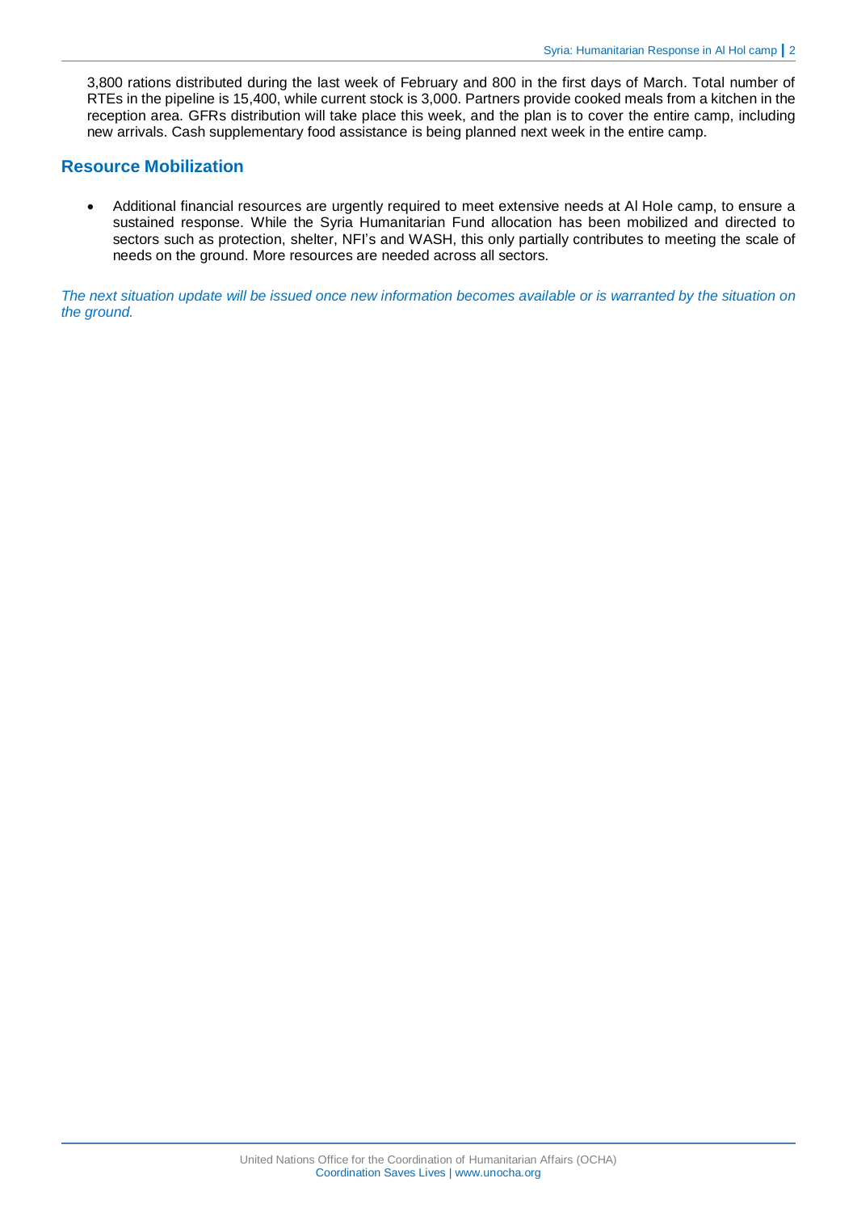3,800 rations distributed during the last week of February and 800 in the first days of March. Total number of RTEs in the pipeline is 15,400, while current stock is 3,000. Partners provide cooked meals from a kitchen in the reception area. GFRs distribution will take place this week, and the plan is to cover the entire camp, including new arrivals. Cash supplementary food assistance is being planned next week in the entire camp.

## Resource Mobilization

- Additional financial resources are urgently required to meet extensive needs at Al Hole camp, to ensure a sustained response. While the Syria Humanitarian Fund allocation has been mobilized and directed to sectors such as protection, shelter, NFI's and WASH, this only partially contributes to meeting the scale of needs on the ground. More resources are needed across all sectors.

*The next situation update will be issued once new information becomes available or is warranted by the situation on the ground.*